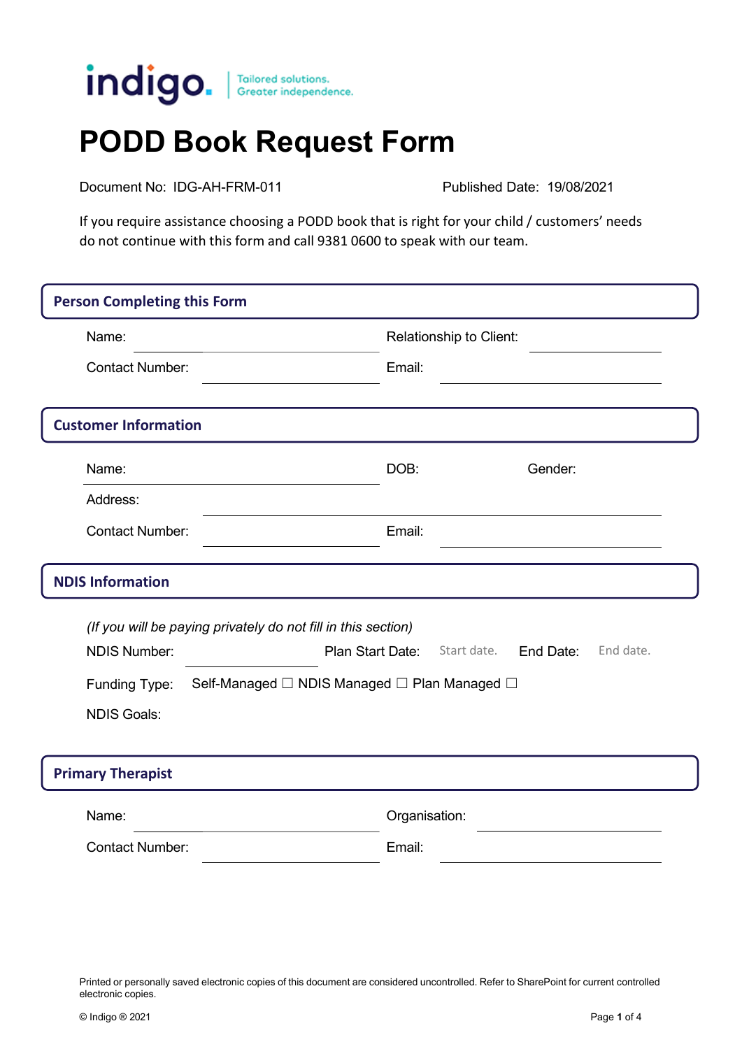indigo. Tailored solutions. Greater independence.

# PODD Book Request Form

Document No: IDG-AH-FRM-011 Published Date: 19/08/2021

If you require assistance choosing a PODD book that is right for your child / customers' needs do not continue with this form and call 9381 0600 to speak with our team.

## Person Completing this Form

Name: ______________________ Relationship to Client: ______________________

Contact Number: ______________________ Email: ______________________

## Customer Information

Name: ______________________ DOB: Gender:

Address: ______________________

Contact Number: ______________________ Email: ______________________

## NDIS Information

*(If you will be paying privately do not fill in this section)*

NDIS Number: ______________________ Plan Start Date: Start date. End Date: End date.

Funding Type: Self-Managed ☐ NDIS Managed ☐ Plan Managed ☐

NDIS Goals:

## Primary Therapist

Name: ______________________ Organisation: ______________________

Contact Number: ______________________ Email: ______________________

Printed or personally saved electronic copies of this document are considered uncontrolled. Refer to SharePoint for current controlled electronic copies.

© Indigo ® 2021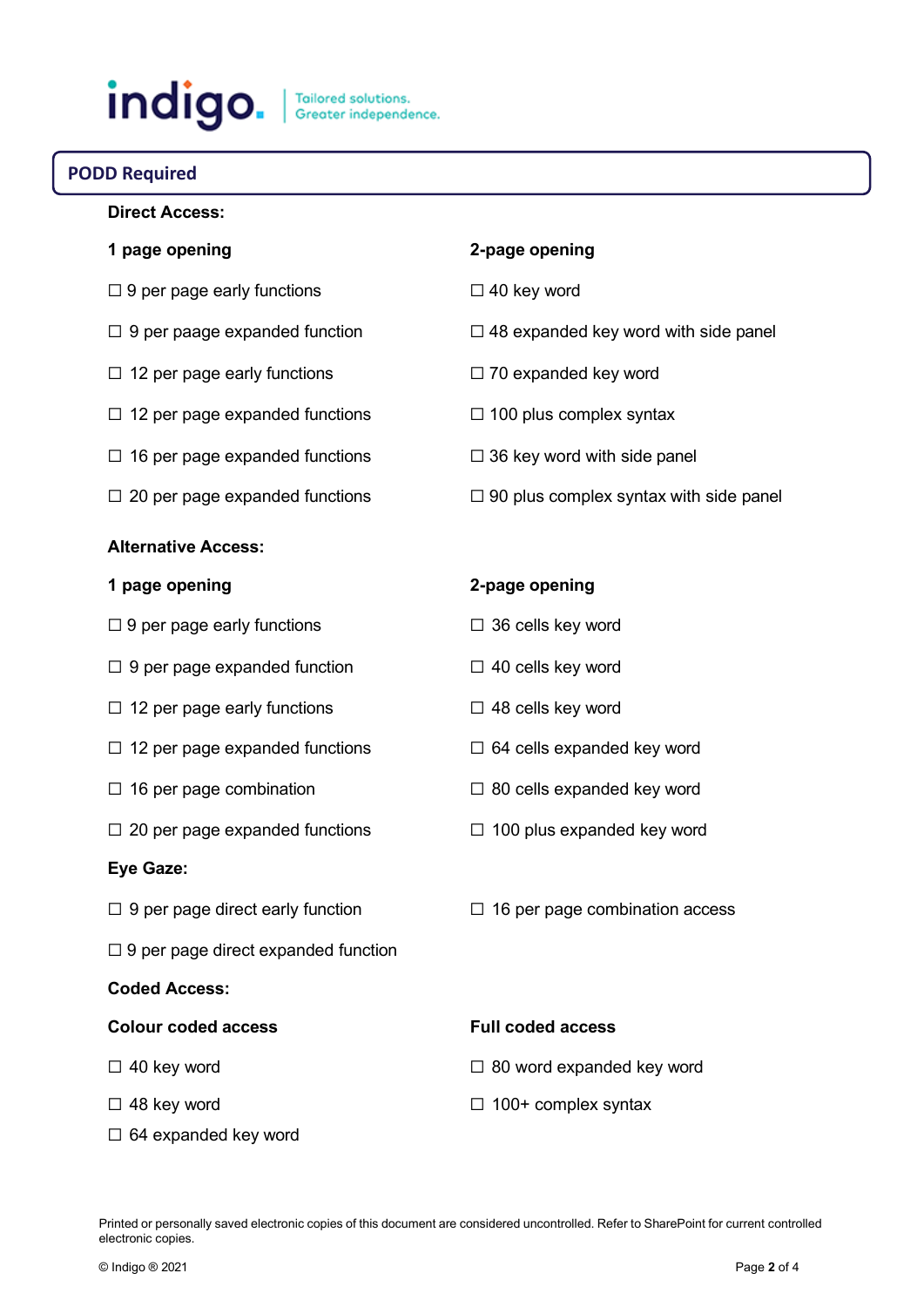## PODD Required

**Direct Access:**

**1 page opening**

☐ 9 per page early functions

☐ 9 per paage expanded function

☐ 12 per page early functions

☐ 12 per page expanded functions

☐ 16 per page expanded functions

☐ 20 per page expanded functions

**2-page opening**

☐ 40 key word

☐ 48 expanded key word with side panel

☐ 70 expanded key word

☐ 100 plus complex syntax

☐ 36 key word with side panel

☐ 90 plus complex syntax with side panel

**Alternative Access:**

**1 page opening**

☐ 9 per page early functions

☐ 9 per page expanded function

☐ 12 per page early functions

☐ 12 per page expanded functions

☐ 16 per page combination

☐ 20 per page expanded functions

**2-page opening**

☐ 36 cells key word

☐ 40 cells key word

☐ 48 cells key word

☐ 64 cells expanded key word

☐ 80 cells expanded key word

☐ 100 plus expanded key word

**Eye Gaze:**

☐ 9 per page direct early function

☐ 9 per page direct expanded function

☐ 16 per page combination access

**Coded Access:**

**Colour coded access**

☐ 40 key word

☐ 48 key word

☐ 64 expanded key word

**Full coded access**

☐ 80 word expanded key word

☐ 100+ complex syntax

Printed or personally saved electronic copies of this document are considered uncontrolled. Refer to SharePoint for current controlled electronic copies.

© Indigo ® 2021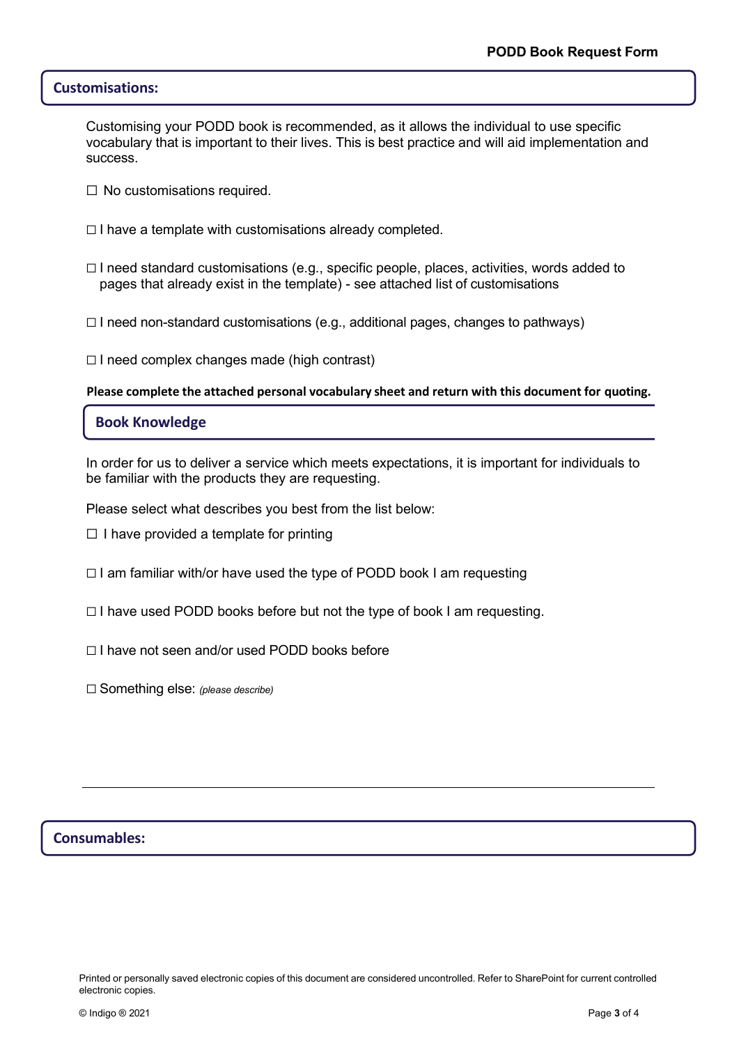## Customisations:

Customising your PODD book is recommended, as it allows the individual to use specific vocabulary that is important to their lives. This is best practice and will aid implementation and success.

☐ No customisations required.

☐ I have a template with customisations already completed.

☐ I need standard customisations (e.g., specific people, places, activities, words added to pages that already exist in the template) - see attached list of customisations

☐ I need non-standard customisations (e.g., additional pages, changes to pathways)

☐ I need complex changes made (high contrast)

**Please complete the attached personal vocabulary sheet and return with this document for quoting.**

## Book Knowledge

In order for us to deliver a service which meets expectations, it is important for individuals to be familiar with the products they are requesting.

Please select what describes you best from the list below:

☐ I have provided a template for printing

☐ I am familiar with/or have used the type of PODD book I am requesting

☐ I have used PODD books before but not the type of book I am requesting.

☐ I have not seen and/or used PODD books before

☐ Something else: *(please describe)*

---

## Consumables:

Printed or personally saved electronic copies of this document are considered uncontrolled. Refer to SharePoint for current controlled electronic copies.

© Indigo ® 2021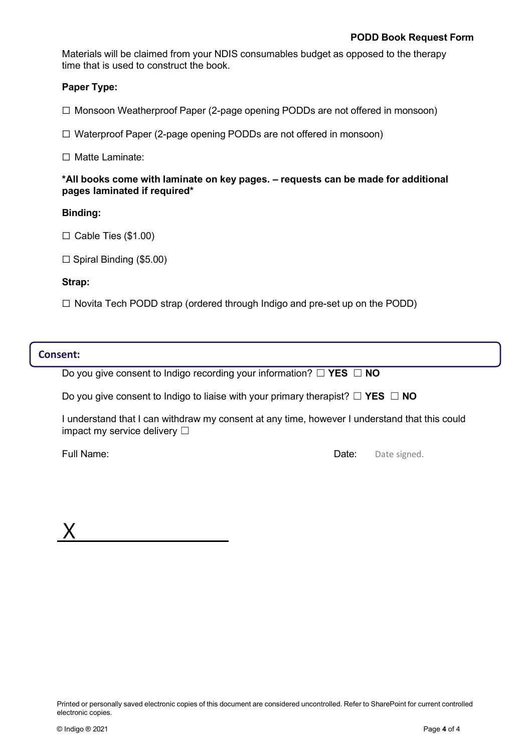Materials will be claimed from your NDIS consumables budget as opposed to the therapy time that is used to construct the book.

**Paper Type:**

☐ Monsoon Weatherproof Paper (2-page opening PODDs are not offered in monsoon)

☐ Waterproof Paper (2-page opening PODDs are not offered in monsoon)

☐ Matte Laminate:

***All books come with laminate on key pages. – requests can be made for additional pages laminated if required***

**Binding:**

☐ Cable Ties ($1.00)

☐ Spiral Binding ($5.00)

**Strap:**

☐ Novita Tech PODD strap (ordered through Indigo and pre-set up on the PODD)

## Consent:

Do you give consent to Indigo recording your information? ☐ **YES** ☐ **NO**

Do you give consent to Indigo to liaise with your primary therapist? ☐ **YES** ☐ **NO**

I understand that I can withdraw my consent at any time, however I understand that this could impact my service delivery ☐

Full Name: Date: Date signed.

X ____________________

Printed or personally saved electronic copies of this document are considered uncontrolled. Refer to SharePoint for current controlled electronic copies.

© Indigo ® 2021